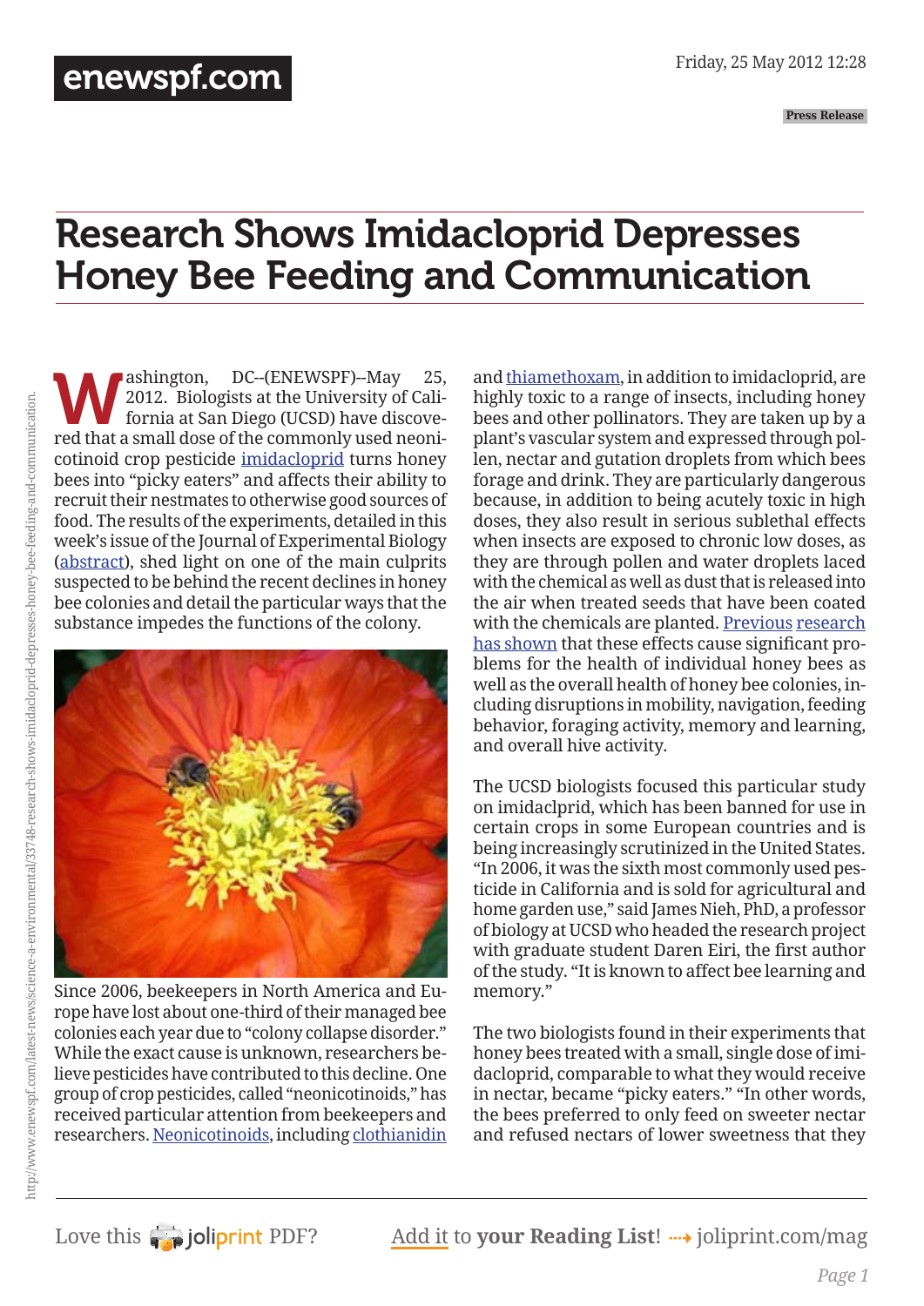# Research Shows Imidacloprid Depresses Honey Bee Feeding and Communication

Washington, DC--(ENEWSPF)--May 25, 2012. Biologists at the University of California at San Diego (UCSD) have discovered that a small dose of the commonly used neonicotinoid crop pesticide imidacloprid turns honey bees into "picky eaters" and affects their ability to recruit their nestmates to otherwise good sources of food. The results of the experiments, detailed in this week's issue of the Journal of Experimental Biology (abstract), shed light on one of the main culprits suspected to be behind the recent declines in honey bee colonies and detail the particular ways that the substance impedes the functions of the colony.

Since 2006, beekeepers in North America and Europe have lost about one-third of their managed bee colonies each year due to "colony collapse disorder." While the exact cause is unknown, researchers believe pesticides have contributed to this decline. One group of crop pesticides, called "neonicotinoids," has received particular attention from beekeepers and researchers. Neonicotinoids, including clothianidin and thiamethoxam, in addition to imidacloprid, are highly toxic to a range of insects, including honey bees and other pollinators. They are taken up by a plant's vascular system and expressed through pollen, nectar and gutation droplets from which bees forage and drink. They are particularly dangerous because, in addition to being acutely toxic in high doses, they also result in serious sublethal effects when insects are exposed to chronic low doses, as they are through pollen and water droplets laced with the chemical as well as dust that is released into the air when treated seeds that have been coated with the chemicals are planted. Previous research has shown that these effects cause significant problems for the health of individual honey bees as well as the overall health of honey bee colonies, including disruptions in mobility, navigation, feeding behavior, foraging activity, memory and learning, and overall hive activity.

The UCSD biologists focused this particular study on imidaclprid, which has been banned for use in certain crops in some European countries and is being increasingly scrutinized in the United States. "In 2006, it was the sixth most commonly used pesticide in California and is sold for agricultural and home garden use," said James Nieh, PhD, a professor of biology at UCSD who headed the research project with graduate student Daren Eiri, the first author of the study. "It is known to affect bee learning and memory."

The two biologists found in their experiments that honey bees treated with a small, single dose of imidacloprid, comparable to what they would receive in nectar, became "picky eaters." "In other words, the bees preferred to only feed on sweeter nectar and refused nectars of lower sweetness that they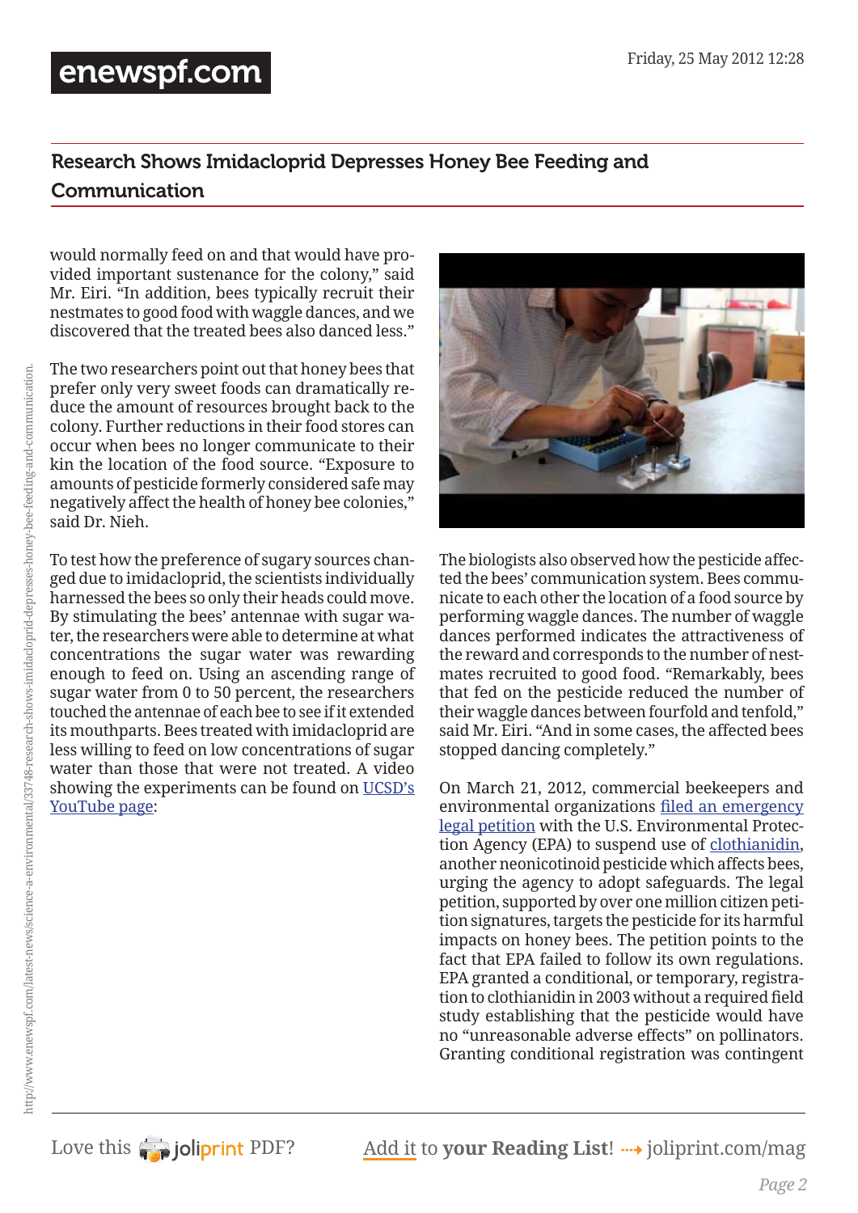## Research Shows Imidacloprid Depresses Honey Bee Feeding and Communication

would normally feed on and that would have provided important sustenance for the colony," said Mr. Eiri. "In addition, bees typically recruit their nestmates to good food with waggle dances, and we discovered that the treated bees also danced less."

The two researchers point out that honey bees that prefer only very sweet foods can dramatically reduce the amount of resources brought back to the colony. Further reductions in their food stores can occur when bees no longer communicate to their kin the location of the food source. "Exposure to amounts of pesticide formerly considered safe may negatively affect the health of honey bee colonies," said Dr. Nieh.

To test how the preference of sugary sources changed due to imidacloprid, the scientists individually harnessed the bees so only their heads could move. By stimulating the bees' antennae with sugar water, the researchers were able to determine at what concentrations the sugar water was rewarding enough to feed on. Using an ascending range of sugar water from 0 to 50 percent, the researchers touched the antennae of each bee to see if it extended its mouthparts. Bees treated with imidacloprid are less willing to feed on low concentrations of sugar water than those that were not treated. A video showing the experiments can be found on UCSD's YouTube page:

The biologists also observed how the pesticide affected the bees' communication system. Bees communicate to each other the location of a food source by performing waggle dances. The number of waggle dances performed indicates the attractiveness of the reward and corresponds to the number of nestmates recruited to good food. "Remarkably, bees that fed on the pesticide reduced the number of their waggle dances between fourfold and tenfold," said Mr. Eiri. "And in some cases, the affected bees stopped dancing completely."

On March 21, 2012, commercial beekeepers and environmental organizations filed an emergency legal petition with the U.S. Environmental Protection Agency (EPA) to suspend use of clothianidin, another neonicotinoid pesticide which affects bees, urging the agency to adopt safeguards. The legal petition, supported by over one million citizen petition signatures, targets the pesticide for its harmful impacts on honey bees. The petition points to the fact that EPA failed to follow its own regulations. EPA granted a conditional, or temporary, registration to clothianidin in 2003 without a required field study establishing that the pesticide would have no "unreasonable adverse effects" on pollinators. Granting conditional registration was contingent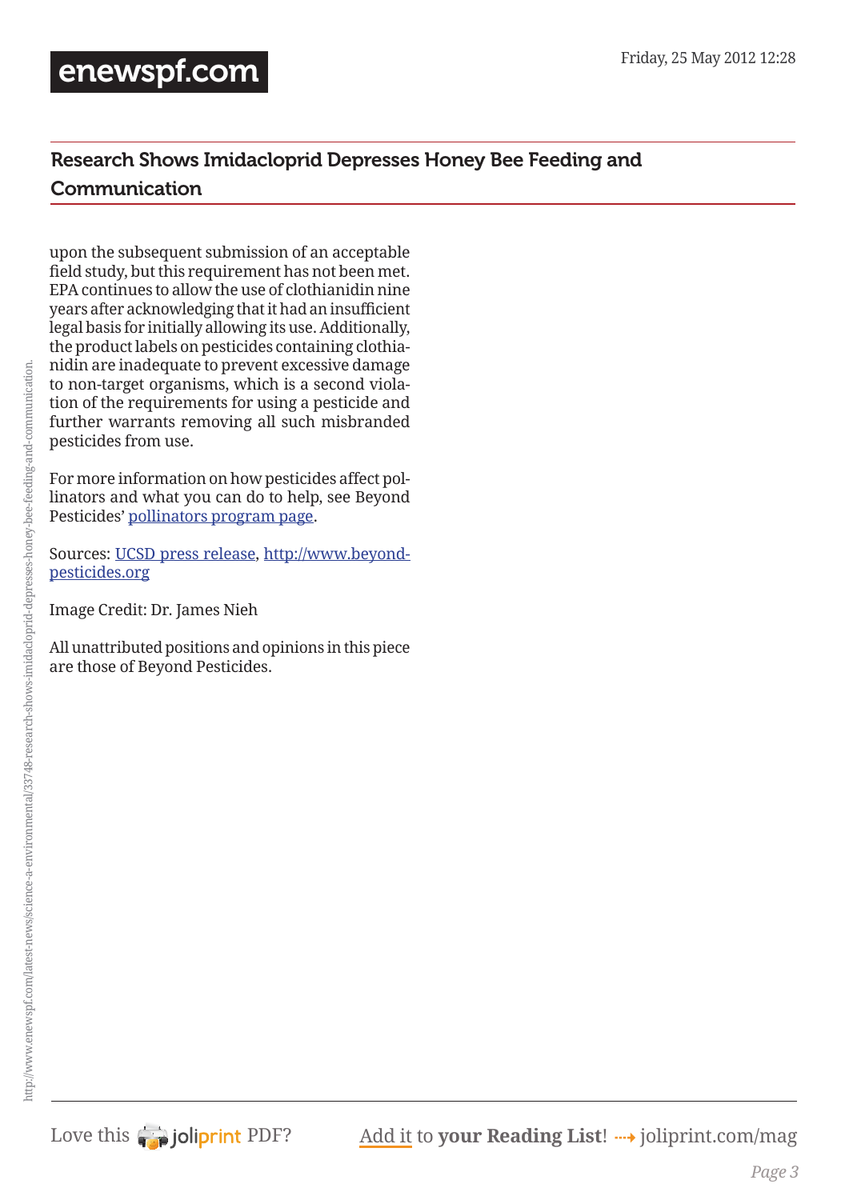upon the subsequent submission of an acceptable field study, but this requirement has not been met. EPA continues to allow the use of clothianidin nine years after acknowledging that it had an insufficient legal basis for initially allowing its use. Additionally, the product labels on pesticides containing clothianidin are inadequate to prevent excessive damage to non-target organisms, which is a second violation of the requirements for using a pesticide and further warrants removing all such misbranded pesticides from use.

For more information on how pesticides affect pollinators and what you can do to help, see Beyond Pesticides' [pollinators program page](#).

Sources: [UCSD press release](#), [http://www.beyond-pesticides.org](http://www.beyond-pesticides.org)

Image Credit: Dr. James Nieh

All unattributed positions and opinions in this piece are those of Beyond Pesticides.